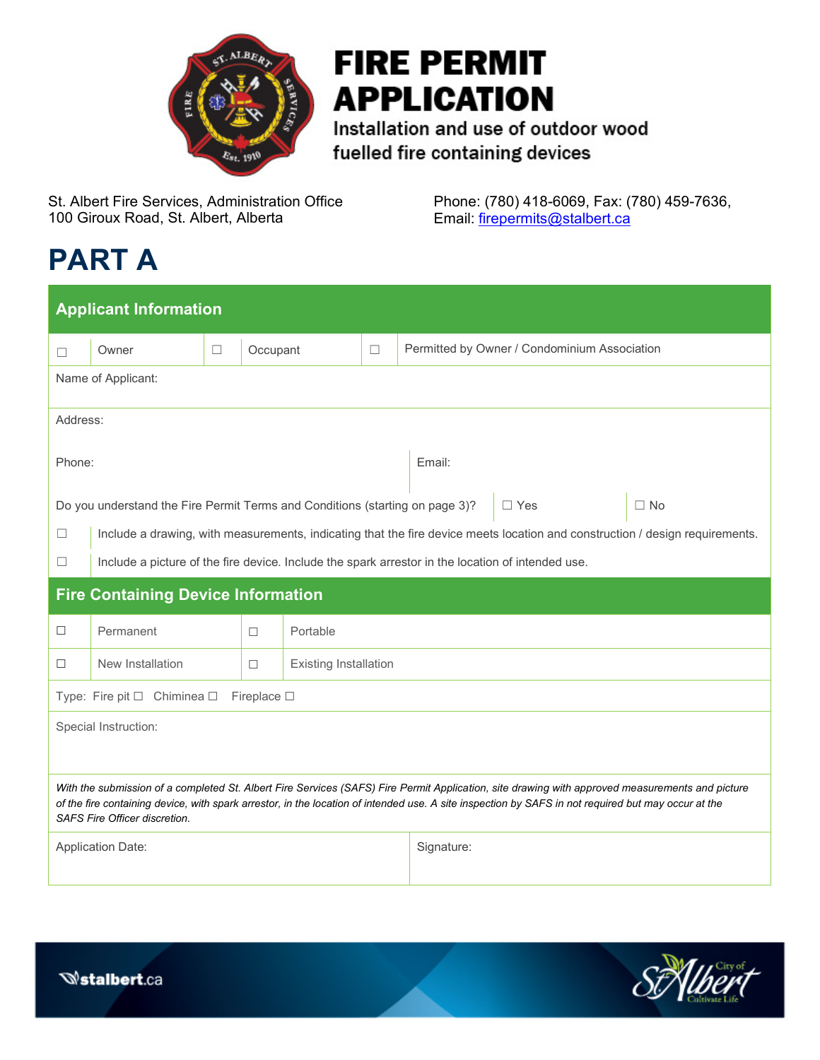# FIRE PERMIT APPLICATION

## Installation and use of outdoor wood fuelled fire containing devices

St. Albert Fire Services, Administration Office
100 Giroux Road, St. Albert, Alberta

Phone: (780) 418-6069, Fax: (780) 459-7636,
Email: firepermits@stalbert.ca

# PART A

## Applicant Information

☐ Owner ☐ Occupant ☐ Permitted by Owner / Condominium Association

Name of Applicant:

Address:

Phone:

Email:

Do you understand the Fire Permit Terms and Conditions (starting on page 3)? ☐ Yes ☐ No

☐ Include a drawing, with measurements, indicating that the fire device meets location and construction / design requirements.

☐ Include a picture of the fire device. Include the spark arrestor in the location of intended use.

## Fire Containing Device Information

☐ Permanent ☐ Portable

☐ New Installation ☐ Existing Installation

Type: Fire pit ☐ Chiminea ☐ Fireplace ☐

Special Instruction:

*With the submission of a completed St. Albert Fire Services (SAFS) Fire Permit Application, site drawing with approved measurements and picture of the fire containing device, with spark arrestor, in the location of intended use. A site inspection by SAFS in not required but may occur at the SAFS Fire Officer discretion.*

Application Date:

Signature: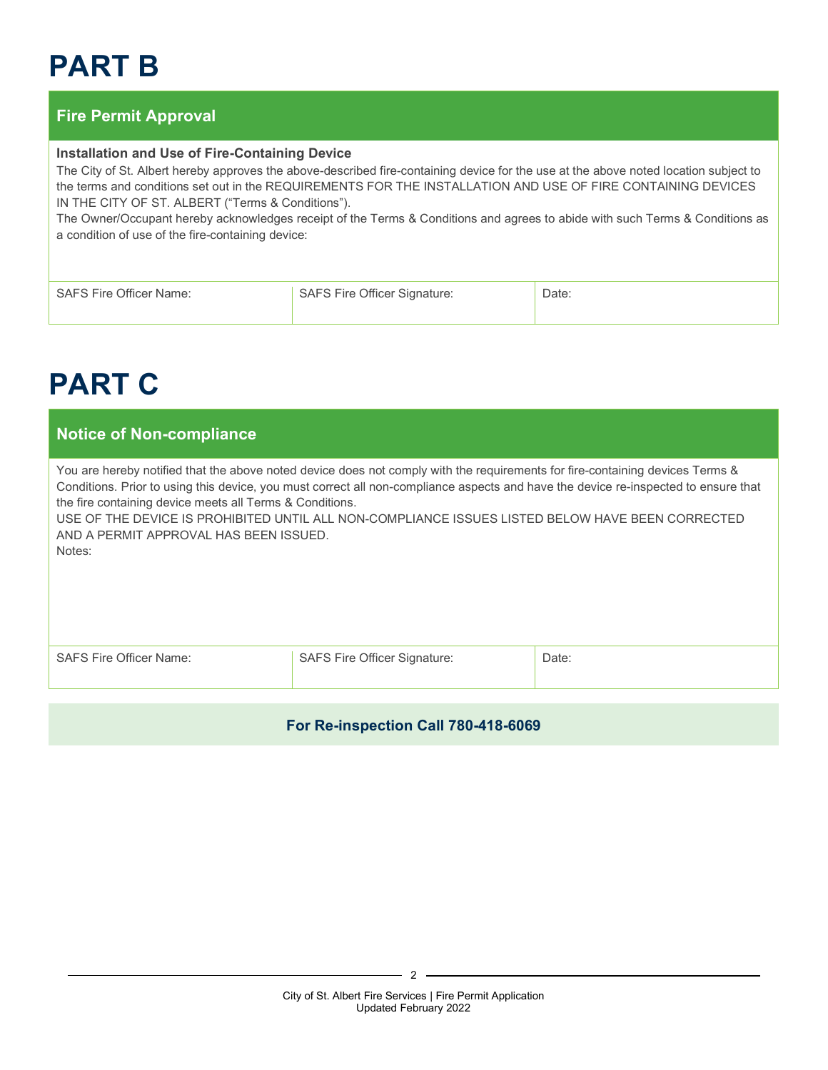# PART B

## Fire Permit Approval

**Installation and Use of Fire-Containing Device**

The City of St. Albert hereby approves the above-described fire-containing device for the use at the above noted location subject to the terms and conditions set out in the REQUIREMENTS FOR THE INSTALLATION AND USE OF FIRE CONTAINING DEVICES IN THE CITY OF ST. ALBERT ("Terms & Conditions").

The Owner/Occupant hereby acknowledges receipt of the Terms & Conditions and agrees to abide with such Terms & Conditions as a condition of use of the fire-containing device:

| SAFS Fire Officer Name: | SAFS Fire Officer Signature: | Date: |
|---|---|---|
| | | |

# PART C

## Notice of Non-compliance

You are hereby notified that the above noted device does not comply with the requirements for fire-containing devices Terms & Conditions. Prior to using this device, you must correct all non-compliance aspects and have the device re-inspected to ensure that the fire containing device meets all Terms & Conditions.

USE OF THE DEVICE IS PROHIBITED UNTIL ALL NON-COMPLIANCE ISSUES LISTED BELOW HAVE BEEN CORRECTED AND A PERMIT APPROVAL HAS BEEN ISSUED.

Notes:

| SAFS Fire Officer Name: | SAFS Fire Officer Signature: | Date: |
|---|---|---|
| | | |

**For Re-inspection Call 780-418-6069**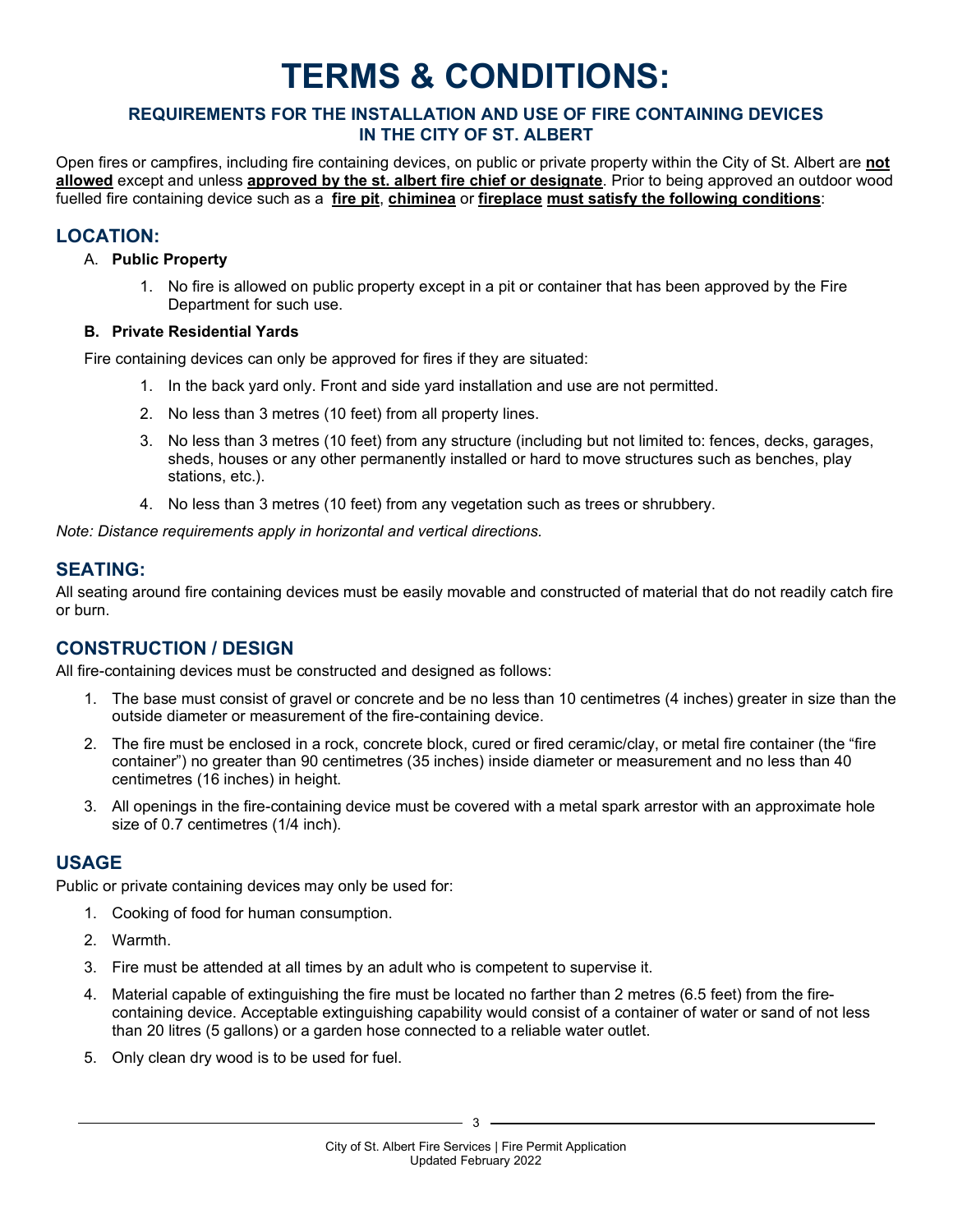# TERMS & CONDITIONS:

### REQUIREMENTS FOR THE INSTALLATION AND USE OF FIRE CONTAINING DEVICES IN THE CITY OF ST. ALBERT

Open fires or campfires, including fire containing devices, on public or private property within the City of St. Albert are **not allowed** except and unless **approved by the st. albert fire chief or designate**. Prior to being approved an outdoor wood fuelled fire containing device such as a **fire pit**, **chiminea** or **fireplace** **must satisfy the following conditions**:

## LOCATION:

A. **Public Property**

1. No fire is allowed on public property except in a pit or container that has been approved by the Fire Department for such use.

**B. Private Residential Yards**

Fire containing devices can only be approved for fires if they are situated:

1. In the back yard only. Front and side yard installation and use are not permitted.
2. No less than 3 metres (10 feet) from all property lines.
3. No less than 3 metres (10 feet) from any structure (including but not limited to: fences, decks, garages, sheds, houses or any other permanently installed or hard to move structures such as benches, play stations, etc.).
4. No less than 3 metres (10 feet) from any vegetation such as trees or shrubbery.

*Note: Distance requirements apply in horizontal and vertical directions.*

## SEATING:

All seating around fire containing devices must be easily movable and constructed of material that do not readily catch fire or burn.

## CONSTRUCTION / DESIGN

All fire-containing devices must be constructed and designed as follows:

1. The base must consist of gravel or concrete and be no less than 10 centimetres (4 inches) greater in size than the outside diameter or measurement of the fire-containing device.
2. The fire must be enclosed in a rock, concrete block, cured or fired ceramic/clay, or metal fire container (the "fire container") no greater than 90 centimetres (35 inches) inside diameter or measurement and no less than 40 centimetres (16 inches) in height.
3. All openings in the fire-containing device must be covered with a metal spark arrestor with an approximate hole size of 0.7 centimetres (1/4 inch).

## USAGE

Public or private containing devices may only be used for:

1. Cooking of food for human consumption.
2. Warmth.
3. Fire must be attended at all times by an adult who is competent to supervise it.
4. Material capable of extinguishing the fire must be located no farther than 2 metres (6.5 feet) from the fire-containing device. Acceptable extinguishing capability would consist of a container of water or sand of not less than 20 litres (5 gallons) or a garden hose connected to a reliable water outlet.
5. Only clean dry wood is to be used for fuel.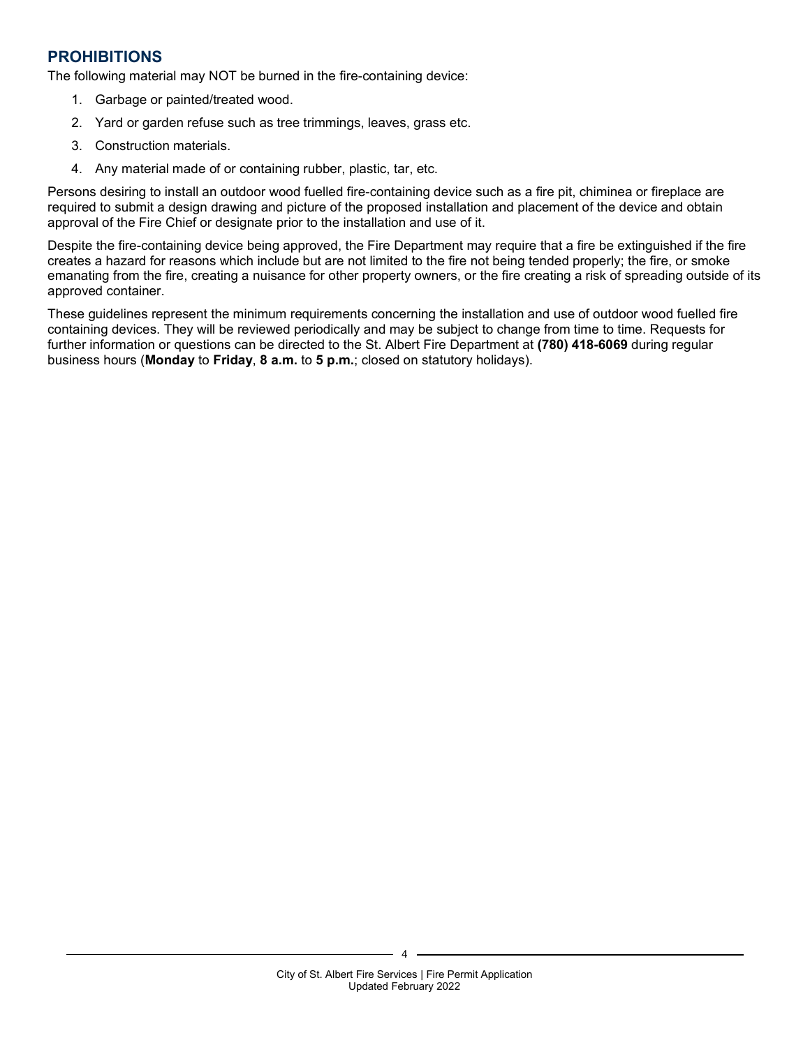## PROHIBITIONS

The following material may NOT be burned in the fire-containing device:

1. Garbage or painted/treated wood.
2. Yard or garden refuse such as tree trimmings, leaves, grass etc.
3. Construction materials.
4. Any material made of or containing rubber, plastic, tar, etc.

Persons desiring to install an outdoor wood fuelled fire-containing device such as a fire pit, chiminea or fireplace are required to submit a design drawing and picture of the proposed installation and placement of the device and obtain approval of the Fire Chief or designate prior to the installation and use of it.

Despite the fire-containing device being approved, the Fire Department may require that a fire be extinguished if the fire creates a hazard for reasons which include but are not limited to the fire not being tended properly; the fire, or smoke emanating from the fire, creating a nuisance for other property owners, or the fire creating a risk of spreading outside of its approved container.

These guidelines represent the minimum requirements concerning the installation and use of outdoor wood fuelled fire containing devices. They will be reviewed periodically and may be subject to change from time to time. Requests for further information or questions can be directed to the St. Albert Fire Department at **(780) 418-6069** during regular business hours (**Monday** to **Friday**, **8 a.m.** to **5 p.m.**; closed on statutory holidays).